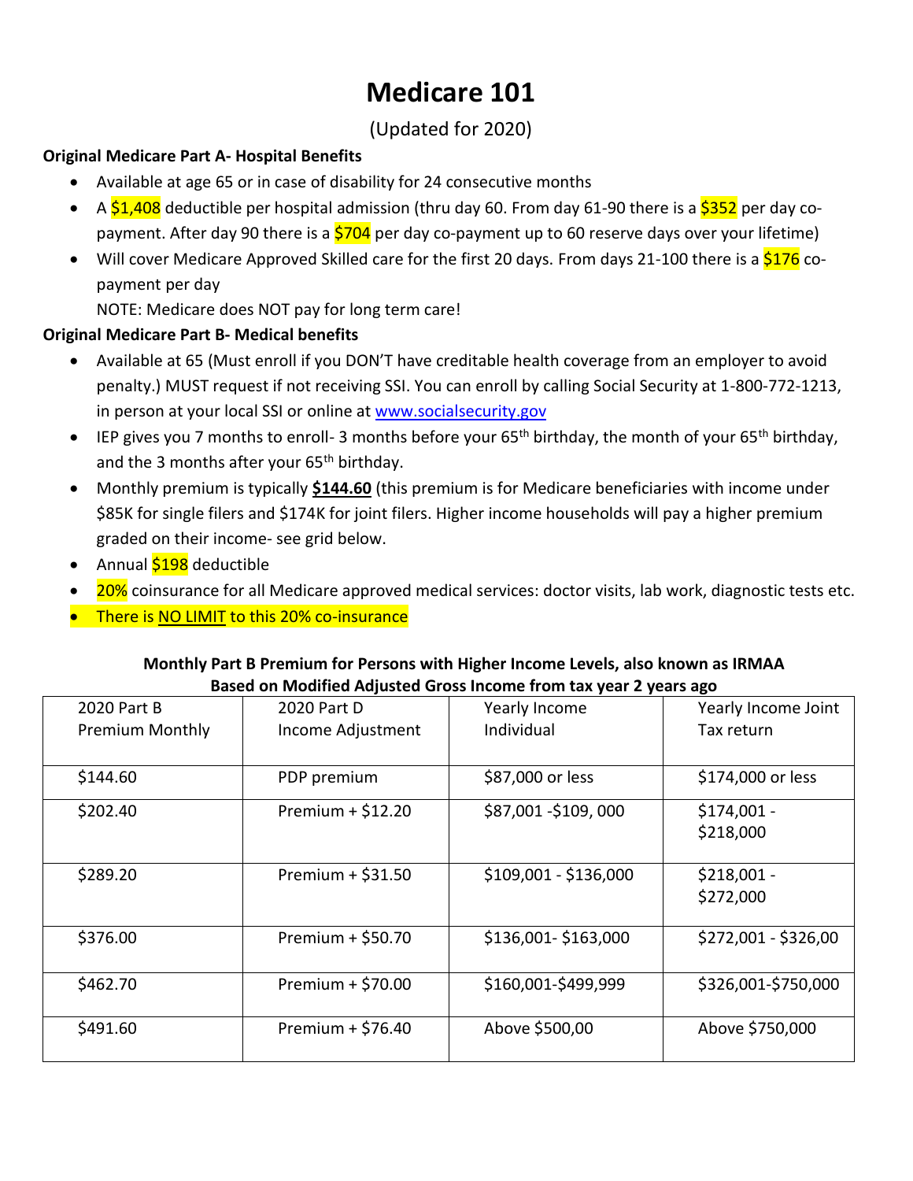# Medicare 101

(Updated for 2020)

**Original Medicare Part A- Hospital Benefits**

- Available at age 65 or in case of disability for 24 consecutive months
- A $1,408 deductible per hospital admission (thru day 60. From day 61-90 there is a $352 per day co-payment. After day 90 there is a $704 per day co-payment up to 60 reserve days over your lifetime)
- Will cover Medicare Approved Skilled care for the first 20 days. From days 21-100 there is a $176 co-payment per day

  NOTE: Medicare does NOT pay for long term care!

**Original Medicare Part B- Medical benefits**

- Available at 65 (Must enroll if you DON'T have creditable health coverage from an employer to avoid penalty.) MUST request if not receiving SSI. You can enroll by calling Social Security at 1-800-772-1213, in person at your local SSI or online at www.socialsecurity.gov
- IEP gives you 7 months to enroll- 3 months before your 65th birthday, the month of your 65th birthday, and the 3 months after your 65th birthday.
- Monthly premium is typically **$144.60** (this premium is for Medicare beneficiaries with income under $85K for single filers and $174K for joint filers. Higher income households will pay a higher premium graded on their income- see grid below.
- Annual $198 deductible
- 20% coinsurance for all Medicare approved medical services: doctor visits, lab work, diagnostic tests etc.
- There is NO LIMIT to this 20% co-insurance

**Monthly Part B Premium for Persons with Higher Income Levels, also known as IRMAA Based on Modified Adjusted Gross Income from tax year 2 years ago**

| 2020 Part B Premium Monthly | 2020 Part D Income Adjustment | Yearly Income Individual | Yearly Income Joint Tax return |
|---|---|---|---|
| $144.60 | PDP premium | $87,000 or less | $174,000 or less |
| $202.40 | Premium + $12.20 | $87,001 -$109, 000 | $174,001 - $218,000 |
| $289.20 | Premium + $31.50 | $109,001 - $136,000 | $218,001 - $272,000 |
| $376.00 | Premium + $50.70 | $136,001- $163,000 | $272,001 - $326,00 |
| $462.70 | Premium + $70.00 | $160,001-$499,999 | $326,001-$750,000 |
| $491.60 | Premium + $76.40 | Above $500,00 | Above $750,000 |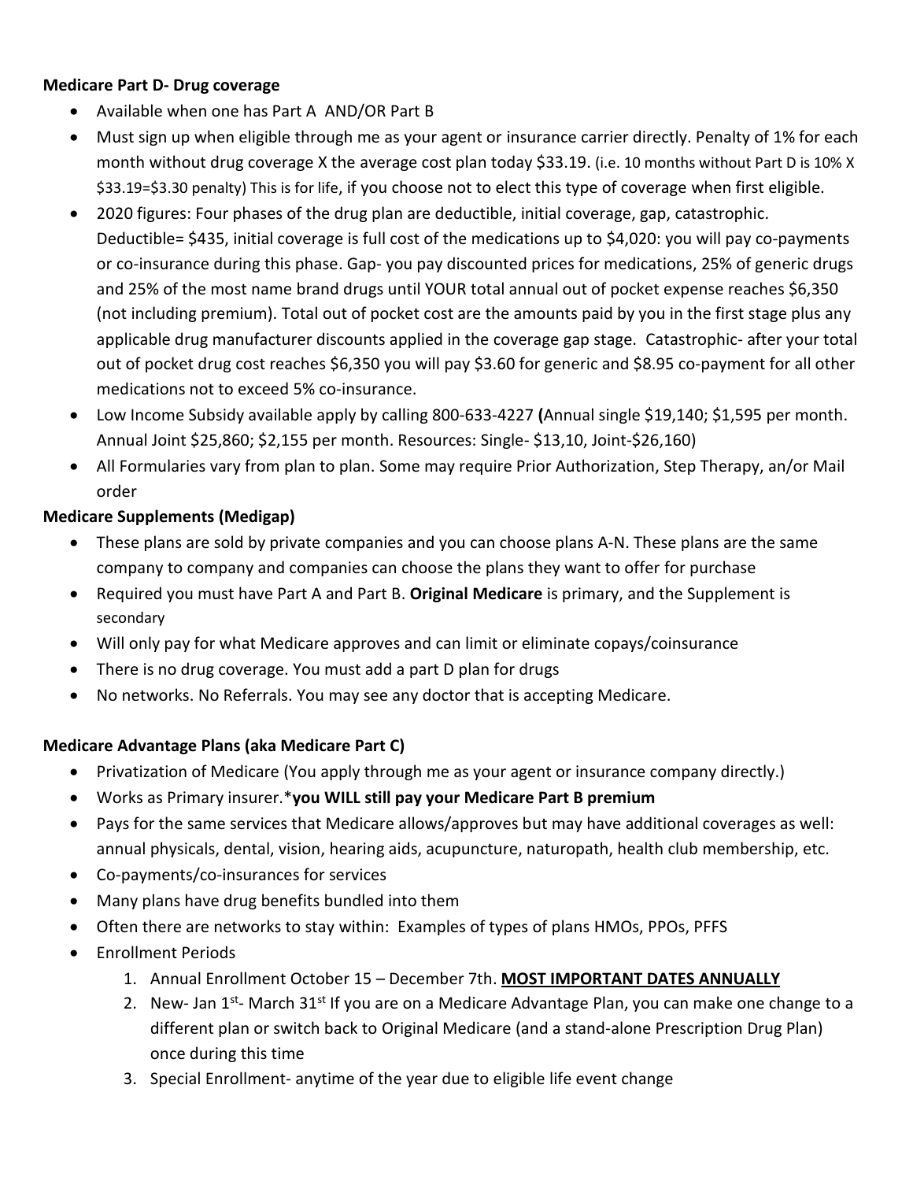**Medicare Part D- Drug coverage**

- Available when one has Part A AND/OR Part B
- Must sign up when eligible through me as your agent or insurance carrier directly. Penalty of 1% for each month without drug coverage X the average cost plan today $33.19. (i.e. 10 months without Part D is 10% X $33.19=$3.30 penalty) This is for life, if you choose not to elect this type of coverage when first eligible.
- 2020 figures: Four phases of the drug plan are deductible, initial coverage, gap, catastrophic. Deductible= $435, initial coverage is full cost of the medications up to $4,020: you will pay co-payments or co-insurance during this phase. Gap- you pay discounted prices for medications, 25% of generic drugs and 25% of the most name brand drugs until YOUR total annual out of pocket expense reaches $6,350 (not including premium). Total out of pocket cost are the amounts paid by you in the first stage plus any applicable drug manufacturer discounts applied in the coverage gap stage. Catastrophic- after your total out of pocket drug cost reaches $6,350 you will pay $3.60 for generic and $8.95 co-payment for all other medications not to exceed 5% co-insurance.
- Low Income Subsidy available apply by calling 800-633-4227 **(**Annual single $19,140; $1,595 per month. Annual Joint $25,860; $2,155 per month. Resources: Single- $13,10, Joint-$26,160)
- All Formularies vary from plan to plan. Some may require Prior Authorization, Step Therapy, an/or Mail order

**Medicare Supplements (Medigap)**

- These plans are sold by private companies and you can choose plans A-N. These plans are the same company to company and companies can choose the plans they want to offer for purchase
- Required you must have Part A and Part B. **Original Medicare** is primary, and the Supplement is secondary
- Will only pay for what Medicare approves and can limit or eliminate copays/coinsurance
- There is no drug coverage. You must add a part D plan for drugs
- No networks. No Referrals. You may see any doctor that is accepting Medicare.

**Medicare Advantage Plans (aka Medicare Part C)**

- Privatization of Medicare (You apply through me as your agent or insurance company directly.)
- Works as Primary insurer.***you WILL still pay your Medicare Part B premium**
- Pays for the same services that Medicare allows/approves but may have additional coverages as well: annual physicals, dental, vision, hearing aids, acupuncture, naturopath, health club membership, etc.
- Co-payments/co-insurances for services
- Many plans have drug benefits bundled into them
- Often there are networks to stay within: Examples of types of plans HMOs, PPOs, PFFS
- Enrollment Periods
  1. Annual Enrollment October 15 – December 7th. **<u>MOST IMPORTANT DATES ANNUALLY</u>**
  2. New- Jan 1st- March 31st If you are on a Medicare Advantage Plan, you can make one change to a different plan or switch back to Original Medicare (and a stand-alone Prescription Drug Plan) once during this time
  3. Special Enrollment- anytime of the year due to eligible life event change